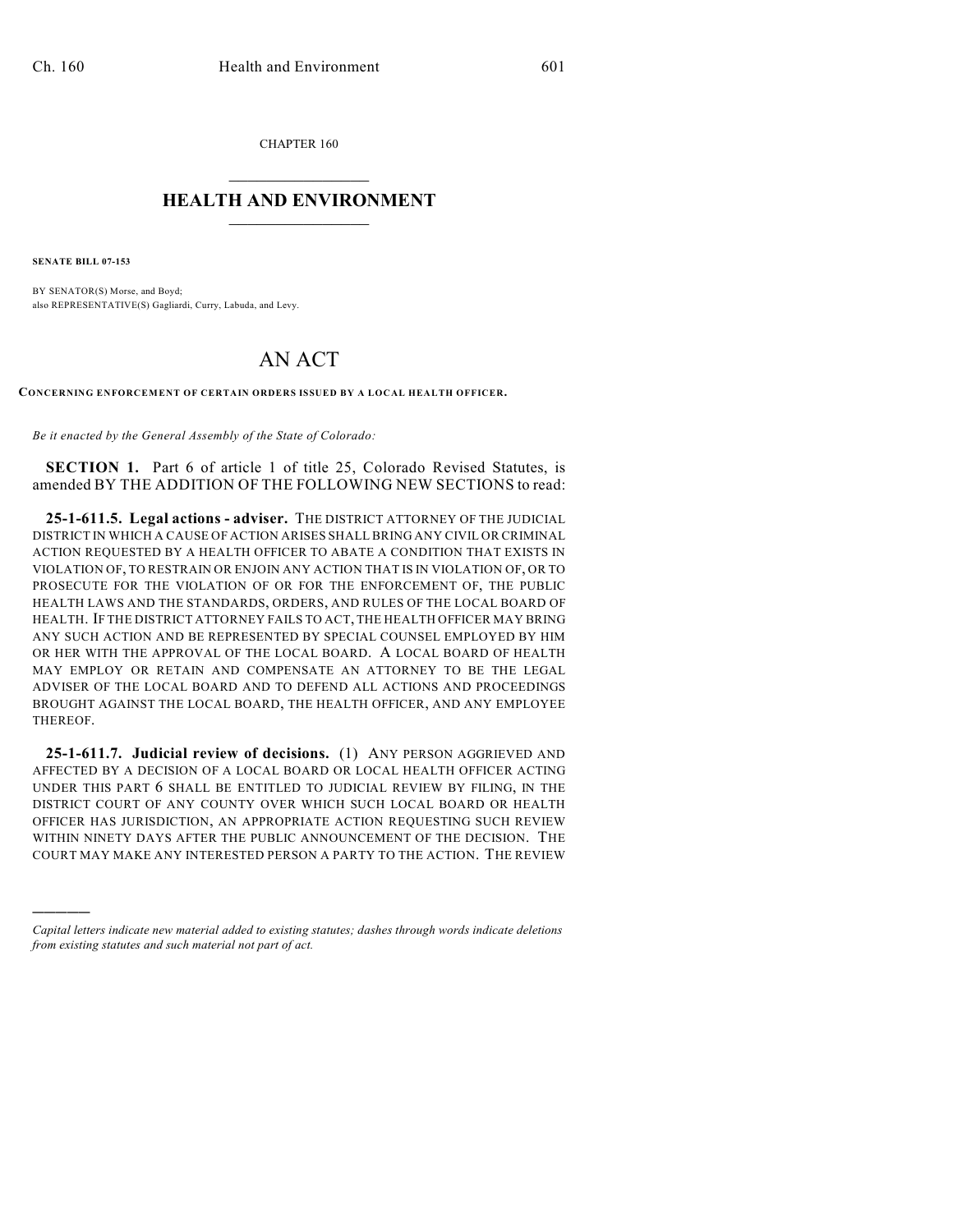CHAPTER 160

# HEALTH AND ENVIRONMENT

**SENATE BILL 07-153**

BY SENATOR(S) Morse, and Boyd;
also REPRESENTATIVE(S) Gagliardi, Curry, Labuda, and Levy.

# AN ACT

**CONCERNING ENFORCEMENT OF CERTAIN ORDERS ISSUED BY A LOCAL HEALTH OFFICER.**

*Be it enacted by the General Assembly of the State of Colorado:*

**SECTION 1.** Part 6 of article 1 of title 25, Colorado Revised Statutes, is amended BY THE ADDITION OF THE FOLLOWING NEW SECTIONS to read:

**25-1-611.5. Legal actions - adviser.** THE DISTRICT ATTORNEY OF THE JUDICIAL DISTRICT IN WHICH A CAUSE OF ACTION ARISES SHALL BRING ANY CIVIL OR CRIMINAL ACTION REQUESTED BY A HEALTH OFFICER TO ABATE A CONDITION THAT EXISTS IN VIOLATION OF, TO RESTRAIN OR ENJOIN ANY ACTION THAT IS IN VIOLATION OF, OR TO PROSECUTE FOR THE VIOLATION OF OR FOR THE ENFORCEMENT OF, THE PUBLIC HEALTH LAWS AND THE STANDARDS, ORDERS, AND RULES OF THE LOCAL BOARD OF HEALTH. IF THE DISTRICT ATTORNEY FAILS TO ACT, THE HEALTH OFFICER MAY BRING ANY SUCH ACTION AND BE REPRESENTED BY SPECIAL COUNSEL EMPLOYED BY HIM OR HER WITH THE APPROVAL OF THE LOCAL BOARD. A LOCAL BOARD OF HEALTH MAY EMPLOY OR RETAIN AND COMPENSATE AN ATTORNEY TO BE THE LEGAL ADVISER OF THE LOCAL BOARD AND TO DEFEND ALL ACTIONS AND PROCEEDINGS BROUGHT AGAINST THE LOCAL BOARD, THE HEALTH OFFICER, AND ANY EMPLOYEE THEREOF.

**25-1-611.7. Judicial review of decisions.** (1) ANY PERSON AGGRIEVED AND AFFECTED BY A DECISION OF A LOCAL BOARD OR LOCAL HEALTH OFFICER ACTING UNDER THIS PART 6 SHALL BE ENTITLED TO JUDICIAL REVIEW BY FILING, IN THE DISTRICT COURT OF ANY COUNTY OVER WHICH SUCH LOCAL BOARD OR HEALTH OFFICER HAS JURISDICTION, AN APPROPRIATE ACTION REQUESTING SUCH REVIEW WITHIN NINETY DAYS AFTER THE PUBLIC ANNOUNCEMENT OF THE DECISION. THE COURT MAY MAKE ANY INTERESTED PERSON A PARTY TO THE ACTION. THE REVIEW

————

*Capital letters indicate new material added to existing statutes; dashes through words indicate deletions from existing statutes and such material not part of act.*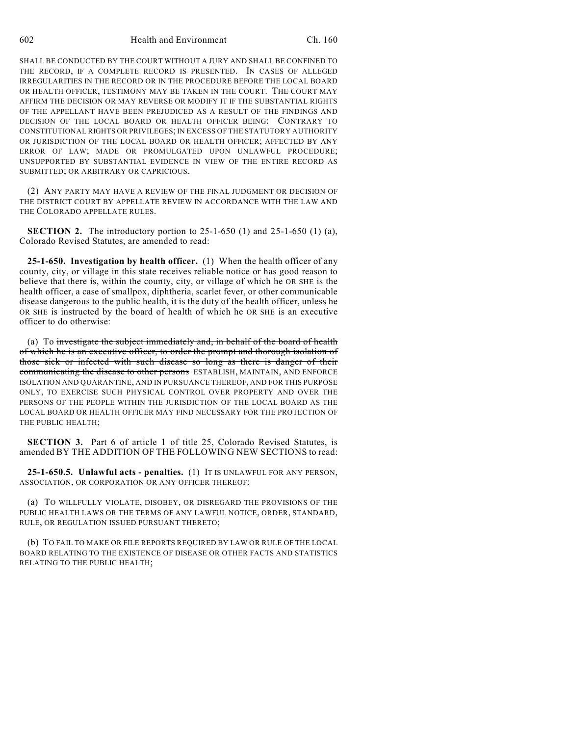SHALL BE CONDUCTED BY THE COURT WITHOUT A JURY AND SHALL BE CONFINED TO THE RECORD, IF A COMPLETE RECORD IS PRESENTED. IN CASES OF ALLEGED IRREGULARITIES IN THE RECORD OR IN THE PROCEDURE BEFORE THE LOCAL BOARD OR HEALTH OFFICER, TESTIMONY MAY BE TAKEN IN THE COURT. THE COURT MAY AFFIRM THE DECISION OR MAY REVERSE OR MODIFY IT IF THE SUBSTANTIAL RIGHTS OF THE APPELLANT HAVE BEEN PREJUDICED AS A RESULT OF THE FINDINGS AND DECISION OF THE LOCAL BOARD OR HEALTH OFFICER BEING: CONTRARY TO CONSTITUTIONAL RIGHTS OR PRIVILEGES; IN EXCESS OF THE STATUTORY AUTHORITY OR JURISDICTION OF THE LOCAL BOARD OR HEALTH OFFICER; AFFECTED BY ANY ERROR OF LAW; MADE OR PROMULGATED UPON UNLAWFUL PROCEDURE; UNSUPPORTED BY SUBSTANTIAL EVIDENCE IN VIEW OF THE ENTIRE RECORD AS SUBMITTED; OR ARBITRARY OR CAPRICIOUS.

(2) ANY PARTY MAY HAVE A REVIEW OF THE FINAL JUDGMENT OR DECISION OF THE DISTRICT COURT BY APPELLATE REVIEW IN ACCORDANCE WITH THE LAW AND THE COLORADO APPELLATE RULES.

**SECTION 2.** The introductory portion to 25-1-650 (1) and 25-1-650 (1) (a), Colorado Revised Statutes, are amended to read:

**25-1-650. Investigation by health officer.** (1) When the health officer of any county, city, or village in this state receives reliable notice or has good reason to believe that there is, within the county, city, or village of which he OR SHE is the health officer, a case of smallpox, diphtheria, scarlet fever, or other communicable disease dangerous to the public health, it is the duty of the health officer, unless he OR SHE is instructed by the board of health of which he OR SHE is an executive officer to do otherwise:

(a) To ~~investigate the subject immediately and, in behalf of the board of health of which he is an executive officer, to order the prompt and thorough isolation of those sick or infected with such disease so long as there is danger of their communicating the disease to other persons~~ ESTABLISH, MAINTAIN, AND ENFORCE ISOLATION AND QUARANTINE, AND IN PURSUANCE THEREOF, AND FOR THIS PURPOSE ONLY, TO EXERCISE SUCH PHYSICAL CONTROL OVER PROPERTY AND OVER THE PERSONS OF THE PEOPLE WITHIN THE JURISDICTION OF THE LOCAL BOARD AS THE LOCAL BOARD OR HEALTH OFFICER MAY FIND NECESSARY FOR THE PROTECTION OF THE PUBLIC HEALTH;

**SECTION 3.** Part 6 of article 1 of title 25, Colorado Revised Statutes, is amended BY THE ADDITION OF THE FOLLOWING NEW SECTIONS to read:

**25-1-650.5. Unlawful acts - penalties.** (1) IT IS UNLAWFUL FOR ANY PERSON, ASSOCIATION, OR CORPORATION OR ANY OFFICER THEREOF:

(a) TO WILLFULLY VIOLATE, DISOBEY, OR DISREGARD THE PROVISIONS OF THE PUBLIC HEALTH LAWS OR THE TERMS OF ANY LAWFUL NOTICE, ORDER, STANDARD, RULE, OR REGULATION ISSUED PURSUANT THERETO;

(b) TO FAIL TO MAKE OR FILE REPORTS REQUIRED BY LAW OR RULE OF THE LOCAL BOARD RELATING TO THE EXISTENCE OF DISEASE OR OTHER FACTS AND STATISTICS RELATING TO THE PUBLIC HEALTH;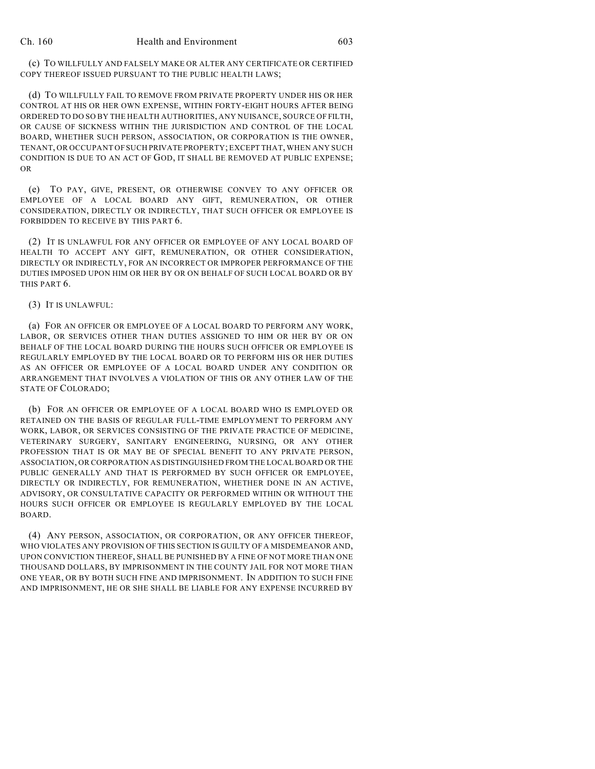(c) TO WILLFULLY AND FALSELY MAKE OR ALTER ANY CERTIFICATE OR CERTIFIED COPY THEREOF ISSUED PURSUANT TO THE PUBLIC HEALTH LAWS;

(d) TO WILLFULLY FAIL TO REMOVE FROM PRIVATE PROPERTY UNDER HIS OR HER CONTROL AT HIS OR HER OWN EXPENSE, WITHIN FORTY-EIGHT HOURS AFTER BEING ORDERED TO DO SO BY THE HEALTH AUTHORITIES, ANY NUISANCE, SOURCE OF FILTH, OR CAUSE OF SICKNESS WITHIN THE JURISDICTION AND CONTROL OF THE LOCAL BOARD, WHETHER SUCH PERSON, ASSOCIATION, OR CORPORATION IS THE OWNER, TENANT, OR OCCUPANT OF SUCH PRIVATE PROPERTY; EXCEPT THAT, WHEN ANY SUCH CONDITION IS DUE TO AN ACT OF GOD, IT SHALL BE REMOVED AT PUBLIC EXPENSE; OR

(e) TO PAY, GIVE, PRESENT, OR OTHERWISE CONVEY TO ANY OFFICER OR EMPLOYEE OF A LOCAL BOARD ANY GIFT, REMUNERATION, OR OTHER CONSIDERATION, DIRECTLY OR INDIRECTLY, THAT SUCH OFFICER OR EMPLOYEE IS FORBIDDEN TO RECEIVE BY THIS PART 6.

(2) IT IS UNLAWFUL FOR ANY OFFICER OR EMPLOYEE OF ANY LOCAL BOARD OF HEALTH TO ACCEPT ANY GIFT, REMUNERATION, OR OTHER CONSIDERATION, DIRECTLY OR INDIRECTLY, FOR AN INCORRECT OR IMPROPER PERFORMANCE OF THE DUTIES IMPOSED UPON HIM OR HER BY OR ON BEHALF OF SUCH LOCAL BOARD OR BY THIS PART 6.

(3) IT IS UNLAWFUL:

(a) FOR AN OFFICER OR EMPLOYEE OF A LOCAL BOARD TO PERFORM ANY WORK, LABOR, OR SERVICES OTHER THAN DUTIES ASSIGNED TO HIM OR HER BY OR ON BEHALF OF THE LOCAL BOARD DURING THE HOURS SUCH OFFICER OR EMPLOYEE IS REGULARLY EMPLOYED BY THE LOCAL BOARD OR TO PERFORM HIS OR HER DUTIES AS AN OFFICER OR EMPLOYEE OF A LOCAL BOARD UNDER ANY CONDITION OR ARRANGEMENT THAT INVOLVES A VIOLATION OF THIS OR ANY OTHER LAW OF THE STATE OF COLORADO;

(b) FOR AN OFFICER OR EMPLOYEE OF A LOCAL BOARD WHO IS EMPLOYED OR RETAINED ON THE BASIS OF REGULAR FULL-TIME EMPLOYMENT TO PERFORM ANY WORK, LABOR, OR SERVICES CONSISTING OF THE PRIVATE PRACTICE OF MEDICINE, VETERINARY SURGERY, SANITARY ENGINEERING, NURSING, OR ANY OTHER PROFESSION THAT IS OR MAY BE OF SPECIAL BENEFIT TO ANY PRIVATE PERSON, ASSOCIATION, OR CORPORATION AS DISTINGUISHED FROM THE LOCAL BOARD OR THE PUBLIC GENERALLY AND THAT IS PERFORMED BY SUCH OFFICER OR EMPLOYEE, DIRECTLY OR INDIRECTLY, FOR REMUNERATION, WHETHER DONE IN AN ACTIVE, ADVISORY, OR CONSULTATIVE CAPACITY OR PERFORMED WITHIN OR WITHOUT THE HOURS SUCH OFFICER OR EMPLOYEE IS REGULARLY EMPLOYED BY THE LOCAL BOARD.

(4) ANY PERSON, ASSOCIATION, OR CORPORATION, OR ANY OFFICER THEREOF, WHO VIOLATES ANY PROVISION OF THIS SECTION IS GUILTY OF A MISDEMEANOR AND, UPON CONVICTION THEREOF, SHALL BE PUNISHED BY A FINE OF NOT MORE THAN ONE THOUSAND DOLLARS, BY IMPRISONMENT IN THE COUNTY JAIL FOR NOT MORE THAN ONE YEAR, OR BY BOTH SUCH FINE AND IMPRISONMENT. IN ADDITION TO SUCH FINE AND IMPRISONMENT, HE OR SHE SHALL BE LIABLE FOR ANY EXPENSE INCURRED BY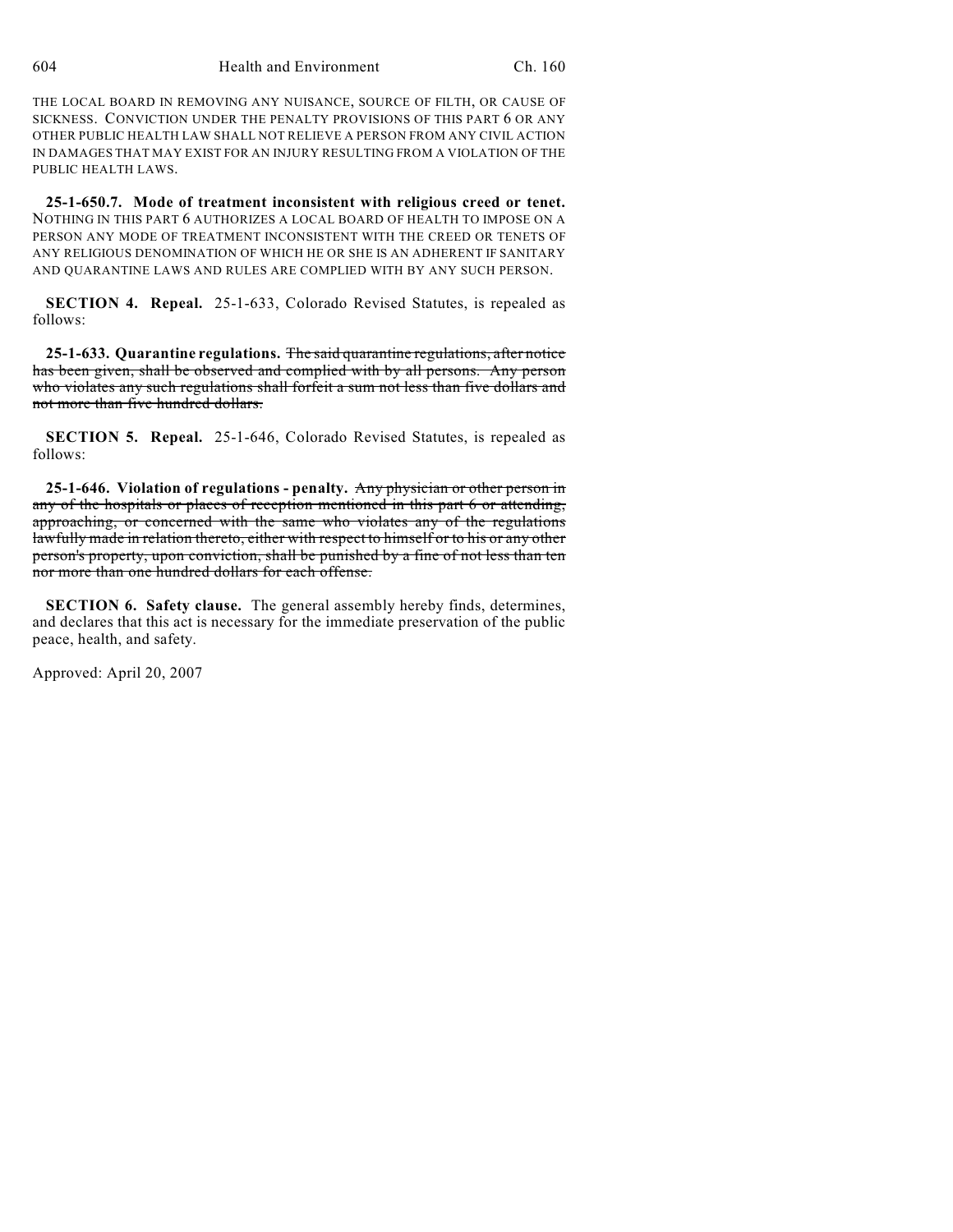THE LOCAL BOARD IN REMOVING ANY NUISANCE, SOURCE OF FILTH, OR CAUSE OF SICKNESS. CONVICTION UNDER THE PENALTY PROVISIONS OF THIS PART 6 OR ANY OTHER PUBLIC HEALTH LAW SHALL NOT RELIEVE A PERSON FROM ANY CIVIL ACTION IN DAMAGES THAT MAY EXIST FOR AN INJURY RESULTING FROM A VIOLATION OF THE PUBLIC HEALTH LAWS.

**25-1-650.7. Mode of treatment inconsistent with religious creed or tenet.** NOTHING IN THIS PART 6 AUTHORIZES A LOCAL BOARD OF HEALTH TO IMPOSE ON A PERSON ANY MODE OF TREATMENT INCONSISTENT WITH THE CREED OR TENETS OF ANY RELIGIOUS DENOMINATION OF WHICH HE OR SHE IS AN ADHERENT IF SANITARY AND QUARANTINE LAWS AND RULES ARE COMPLIED WITH BY ANY SUCH PERSON.

**SECTION 4. Repeal.** 25-1-633, Colorado Revised Statutes, is repealed as follows:

**25-1-633. Quarantine regulations.** ~~The said quarantine regulations, after notice has been given, shall be observed and complied with by all persons. Any person who violates any such regulations shall forfeit a sum not less than five dollars and not more than five hundred dollars.~~

**SECTION 5. Repeal.** 25-1-646, Colorado Revised Statutes, is repealed as follows:

**25-1-646. Violation of regulations - penalty.** ~~Any physician or other person in any of the hospitals or places of reception mentioned in this part 6 or attending, approaching, or concerned with the same who violates any of the regulations lawfully made in relation thereto, either with respect to himself or to his or any other person's property, upon conviction, shall be punished by a fine of not less than ten nor more than one hundred dollars for each offense.~~

**SECTION 6. Safety clause.** The general assembly hereby finds, determines, and declares that this act is necessary for the immediate preservation of the public peace, health, and safety.

Approved: April 20, 2007